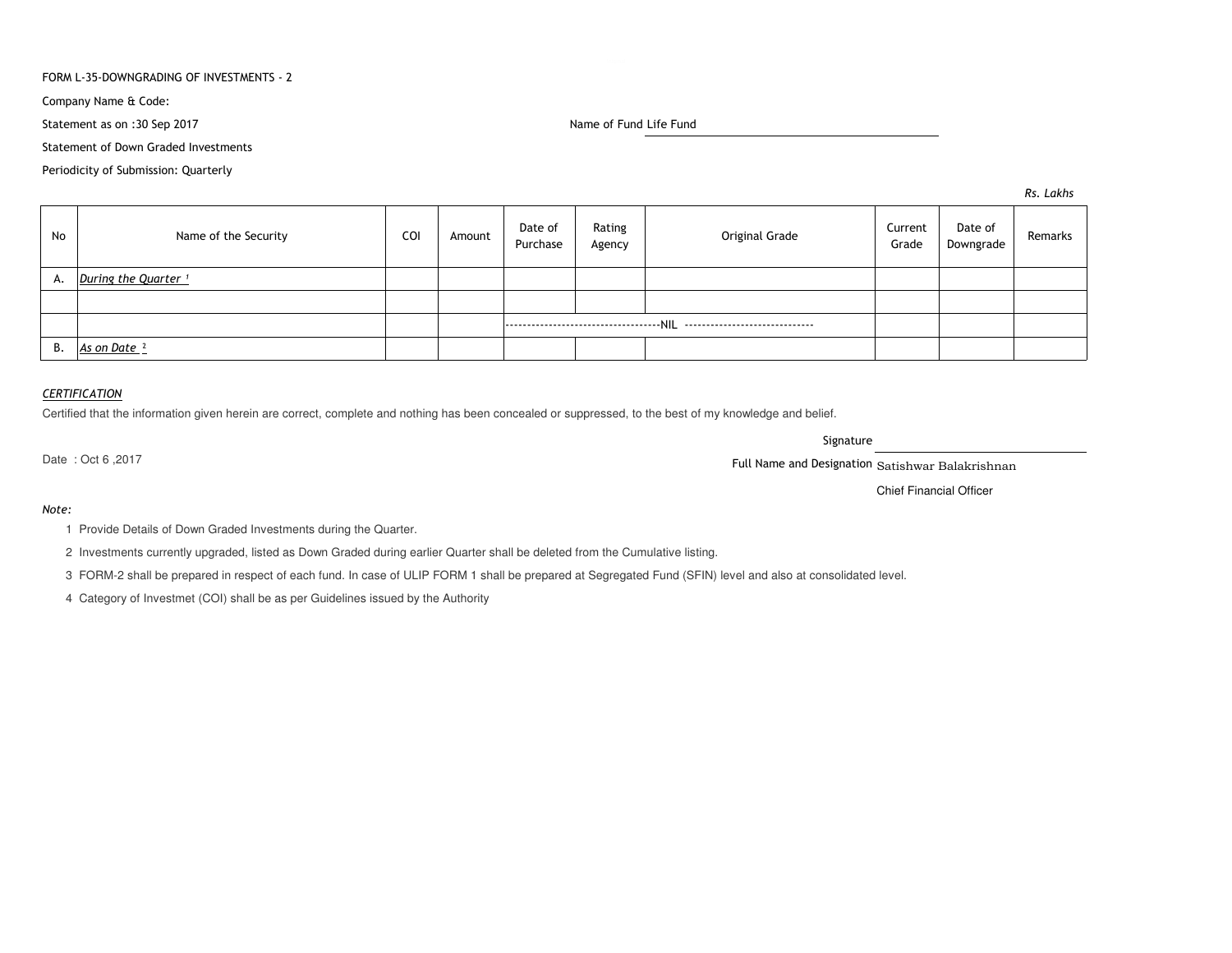FORM L-35-DOWNGRADING OF INVESTMENTS - 2

Company Name & Code:

Statement as on :30 Sep 2017

Name of Fund Life Fund

Statement of Down Graded Investments

Periodicity of Submission: Quarterly

*Rs. Lakhs*

| No | Name of the Security | COI | Amount | Date of Purchase | Rating Agency | Original Grade | Current Grade | Date of Downgrade | Remarks |
|---|---|---|---|---|---|---|---|---|---|
| A. | *During the Quarter* [1] | | | | | | | | |
| | | | | | | | | | |
| | | | | -----------------------------------NIL ----------------------------- | | | | | |
| B. | *As on Date* [2] | | | | | | | | |

*CERTIFICATION*

Certified that the information given herein are correct, complete and nothing has been concealed or suppressed, to the best of my knowledge and belief.

Signature

Date : Oct 6 ,2017

Full Name and Designation Satishwar Balakrishnan

Chief Financial Officer

*Note:*

1. Provide Details of Down Graded Investments during the Quarter.
2. Investments currently upgraded, listed as Down Graded during earlier Quarter shall be deleted from the Cumulative listing.
3. FORM-2 shall be prepared in respect of each fund. In case of ULIP FORM 1 shall be prepared at Segregated Fund (SFIN) level and also at consolidated level.
4. Category of Investmet (COI) shall be as per Guidelines issued by the Authority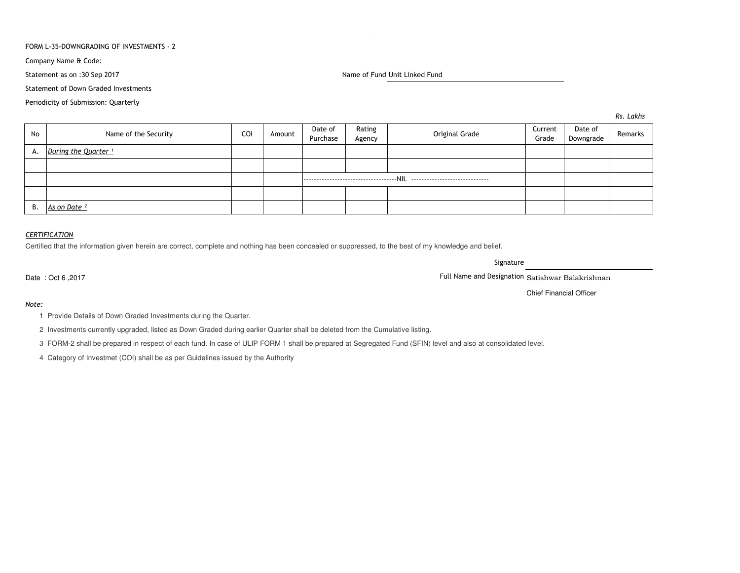FORM L-35-DOWNGRADING OF INVESTMENTS - 2

Company Name & Code:

Statement as on :30 Sep 2017

Name of Fund Unit Linked Fund

Statement of Down Graded Investments

Periodicity of Submission: Quarterly

*Rs. Lakhs*

| No | Name of the Security | COI | Amount | Date of Purchase | Rating Agency | Original Grade | Current Grade | Date of Downgrade | Remarks |
|---|---|---|---|---|---|---|---|---|---|
| A. | *During the Quarter* [1] | | | | | | | | |
| | | | | | | | | | |
| | | | | ------------------------------------NIL ------------------------------ | | | | | |
| | | | | | | | | | |
| B. | *As on Date* [2] | | | | | | | | |

*CERTIFICATION*

Certified that the information given herein are correct, complete and nothing has been concealed or suppressed, to the best of my knowledge and belief.

Signature

Date : Oct 6 ,2017

Full Name and Designation Satishwar Balakrishnan

Chief Financial Officer

*Note:*

1 Provide Details of Down Graded Investments during the Quarter.

2 Investments currently upgraded, listed as Down Graded during earlier Quarter shall be deleted from the Cumulative listing.

3 FORM-2 shall be prepared in respect of each fund. In case of ULIP FORM 1 shall be prepared at Segregated Fund (SFIN) level and also at consolidated level.

4 Category of Investmet (COI) shall be as per Guidelines issued by the Authority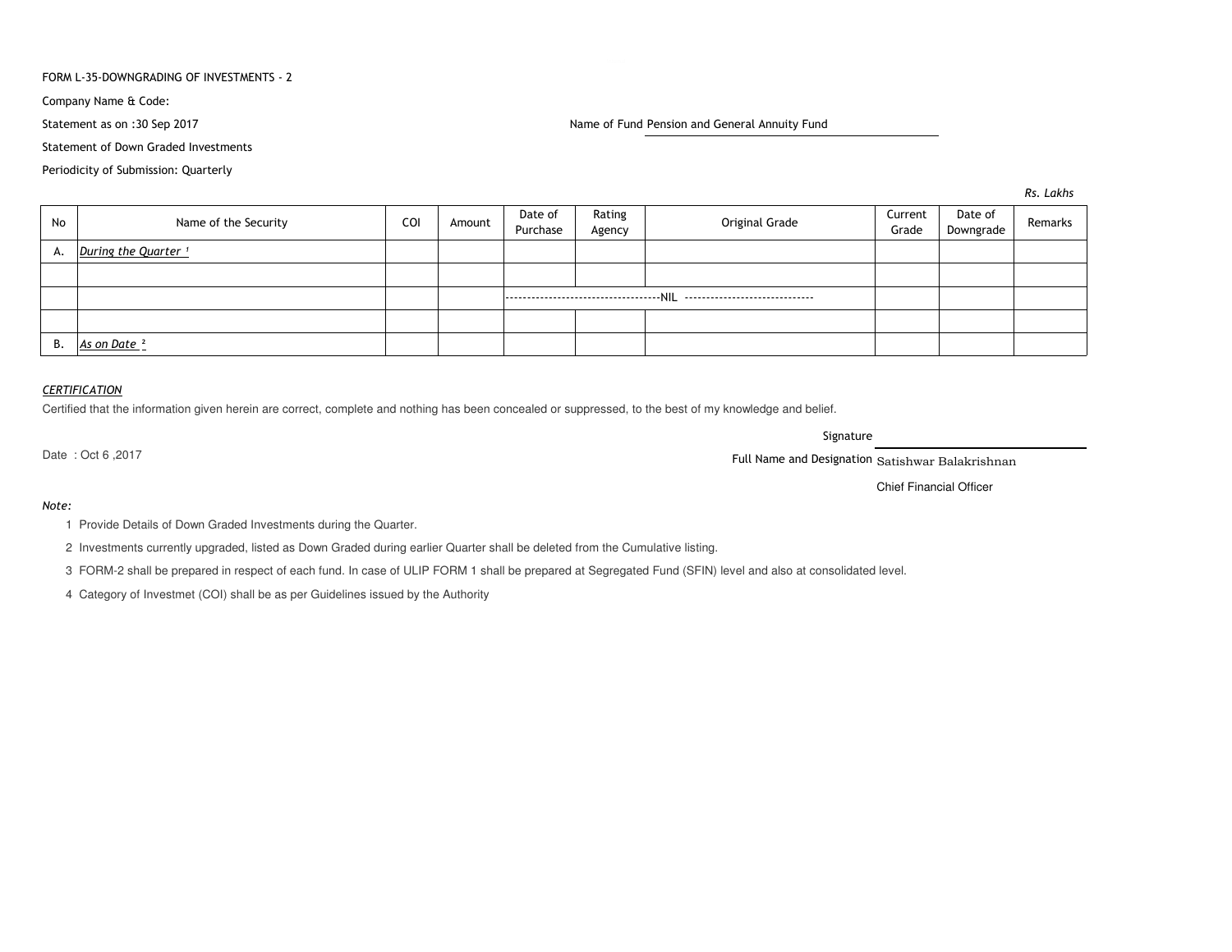FORM L-35-DOWNGRADING OF INVESTMENTS - 2

Company Name & Code:

Statement as on :30 Sep 2017

Name of Fund Pension and General Annuity Fund

Statement of Down Graded Investments

Periodicity of Submission: Quarterly

*Rs. Lakhs*

| No | Name of the Security | COI | Amount | Date of Purchase | Rating Agency | Original Grade | Current Grade | Date of Downgrade | Remarks |
|---|---|---|---|---|---|---|---|---|---|
| A. | *During the Quarter* [1] | | | | | | | | |
| | | | | | | | | | |
| | | | | -------------------------------------NIL ------------------------------ | | | | | |
| | | | | | | | | | |
| B. | *As on Date* [2] | | | | | | | | |

*CERTIFICATION*

Certified that the information given herein are correct, complete and nothing has been concealed or suppressed, to the best of my knowledge and belief.

Signature

Date : Oct 6 ,2017

Full Name and Designation Satishwar Balakrishnan

Chief Financial Officer

*Note:*

1. Provide Details of Down Graded Investments during the Quarter.
2. Investments currently upgraded, listed as Down Graded during earlier Quarter shall be deleted from the Cumulative listing.
3. FORM-2 shall be prepared in respect of each fund. In case of ULIP FORM 1 shall be prepared at Segregated Fund (SFIN) level and also at consolidated level.
4. Category of Investmet (COI) shall be as per Guidelines issued by the Authority